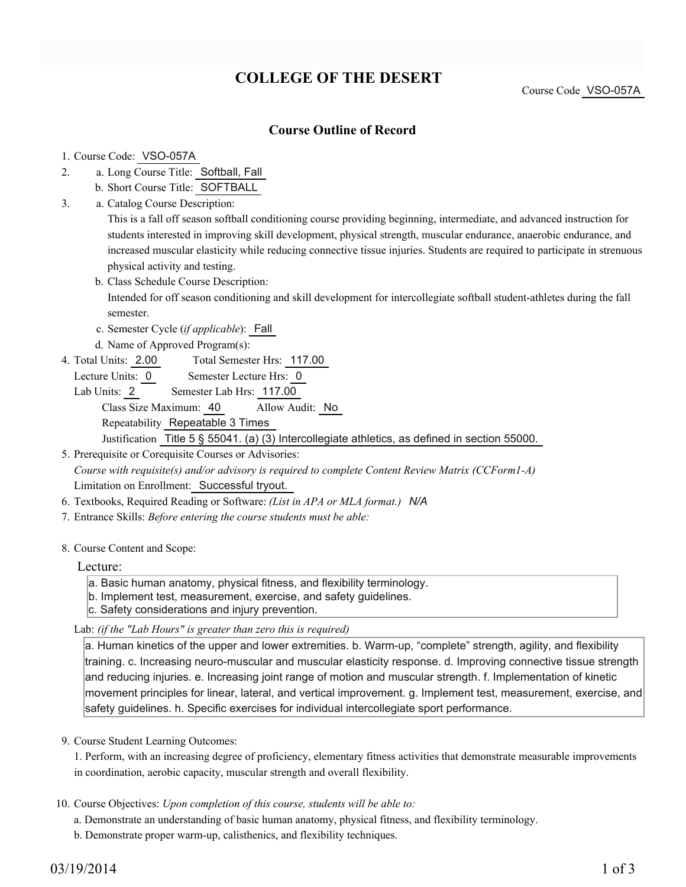# COLLEGE OF THE DESERT

Course Code VSO-057A

## Course Outline of Record

1. Course Code: VSO-057A
2. a. Long Course Title: Softball, Fall
   b. Short Course Title: SOFTBALL
3. a. Catalog Course Description:
   This is a fall off season softball conditioning course providing beginning, intermediate, and advanced instruction for students interested in improving skill development, physical strength, muscular endurance, anaerobic endurance, and increased muscular elasticity while reducing connective tissue injuries. Students are required to participate in strenuous physical activity and testing.
   b. Class Schedule Course Description:
   Intended for off season conditioning and skill development for intercollegiate softball student-athletes during the fall semester.
   c. Semester Cycle (*if applicable*): Fall
   d. Name of Approved Program(s):
4. Total Units: 2.00 Total Semester Hrs: 117.00
   Lecture Units: 0 Semester Lecture Hrs: 0
   Lab Units: 2 Semester Lab Hrs: 117.00
   Class Size Maximum: 40 Allow Audit: No
   Repeatability Repeatable 3 Times
   Justification Title 5 § 55041. (a) (3) Intercollegiate athletics, as defined in section 55000.
5. Prerequisite or Corequisite Courses or Advisories:
   *Course with requisite(s) and/or advisory is required to complete Content Review Matrix (CCForm1-A)*
   Limitation on Enrollment: Successful tryout.
6. Textbooks, Required Reading or Software: *(List in APA or MLA format.)* N/A
7. Entrance Skills: *Before entering the course students must be able:*
8. Course Content and Scope:

   Lecture:

   a. Basic human anatomy, physical fitness, and flexibility terminology.
   b. Implement test, measurement, exercise, and safety guidelines.
   c. Safety considerations and injury prevention.

   Lab: *(if the "Lab Hours" is greater than zero this is required)*

   a. Human kinetics of the upper and lower extremities. b. Warm-up, "complete" strength, agility, and flexibility training. c. Increasing neuro-muscular and muscular elasticity response. d. Improving connective tissue strength and reducing injuries. e. Increasing joint range of motion and muscular strength. f. Implementation of kinetic movement principles for linear, lateral, and vertical improvement. g. Implement test, measurement, exercise, and safety guidelines. h. Specific exercises for individual intercollegiate sport performance.

9. Course Student Learning Outcomes:
   1. Perform, with an increasing degree of proficiency, elementary fitness activities that demonstrate measurable improvements in coordination, aerobic capacity, muscular strength and overall flexibility.
10. Course Objectives: *Upon completion of this course, students will be able to:*
    a. Demonstrate an understanding of basic human anatomy, physical fitness, and flexibility terminology.
    b. Demonstrate proper warm-up, calisthenics, and flexibility techniques.

03/19/2014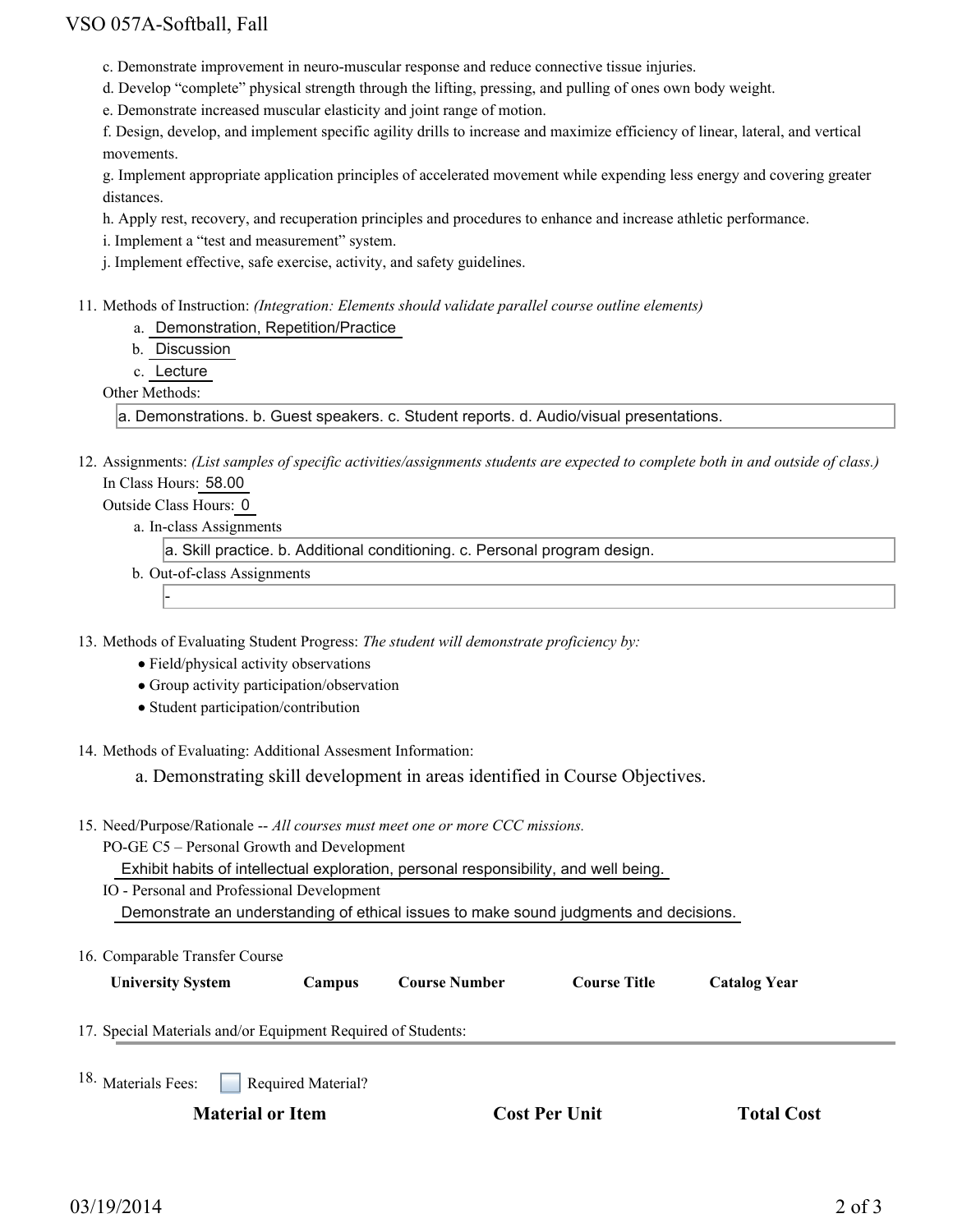c. Demonstrate improvement in neuro-muscular response and reduce connective tissue injuries.

d. Develop "complete" physical strength through the lifting, pressing, and pulling of ones own body weight.

e. Demonstrate increased muscular elasticity and joint range of motion.

f. Design, develop, and implement specific agility drills to increase and maximize efficiency of linear, lateral, and vertical movements.

g. Implement appropriate application principles of accelerated movement while expending less energy and covering greater distances.

h. Apply rest, recovery, and recuperation principles and procedures to enhance and increase athletic performance.

i. Implement a "test and measurement" system.

j. Implement effective, safe exercise, activity, and safety guidelines.

11. Methods of Instruction: *(Integration: Elements should validate parallel course outline elements)*
    a. Demonstration, Repetition/Practice
    b. Discussion
    c. Lecture

    Other Methods:

    a. Demonstrations. b. Guest speakers. c. Student reports. d. Audio/visual presentations.

12. Assignments: *(List samples of specific activities/assignments students are expected to complete both in and outside of class.)*

    In Class Hours: 58.00

    Outside Class Hours: 0

    a. In-class Assignments

       a. Skill practice. b. Additional conditioning. c. Personal program design.

    b. Out-of-class Assignments

       -

13. Methods of Evaluating Student Progress: *The student will demonstrate proficiency by:*
    - Field/physical activity observations
    - Group activity participation/observation
    - Student participation/contribution

14. Methods of Evaluating: Additional Assesment Information:

    a. Demonstrating skill development in areas identified in Course Objectives.

15. Need/Purpose/Rationale -- *All courses must meet one or more CCC missions.*

    PO-GE C5 – Personal Growth and Development

    Exhibit habits of intellectual exploration, personal responsibility, and well being.

    IO - Personal and Professional Development

    Demonstrate an understanding of ethical issues to make sound judgments and decisions.

16. Comparable Transfer Course

| University System | Campus | Course Number | Course Title | Catalog Year |
| --- | --- | --- | --- | --- |

17. Special Materials and/or Equipment Required of Students:

18. Materials Fees: ☐ Required Material?

| Material or Item | Cost Per Unit | Total Cost |
| --- | --- | --- |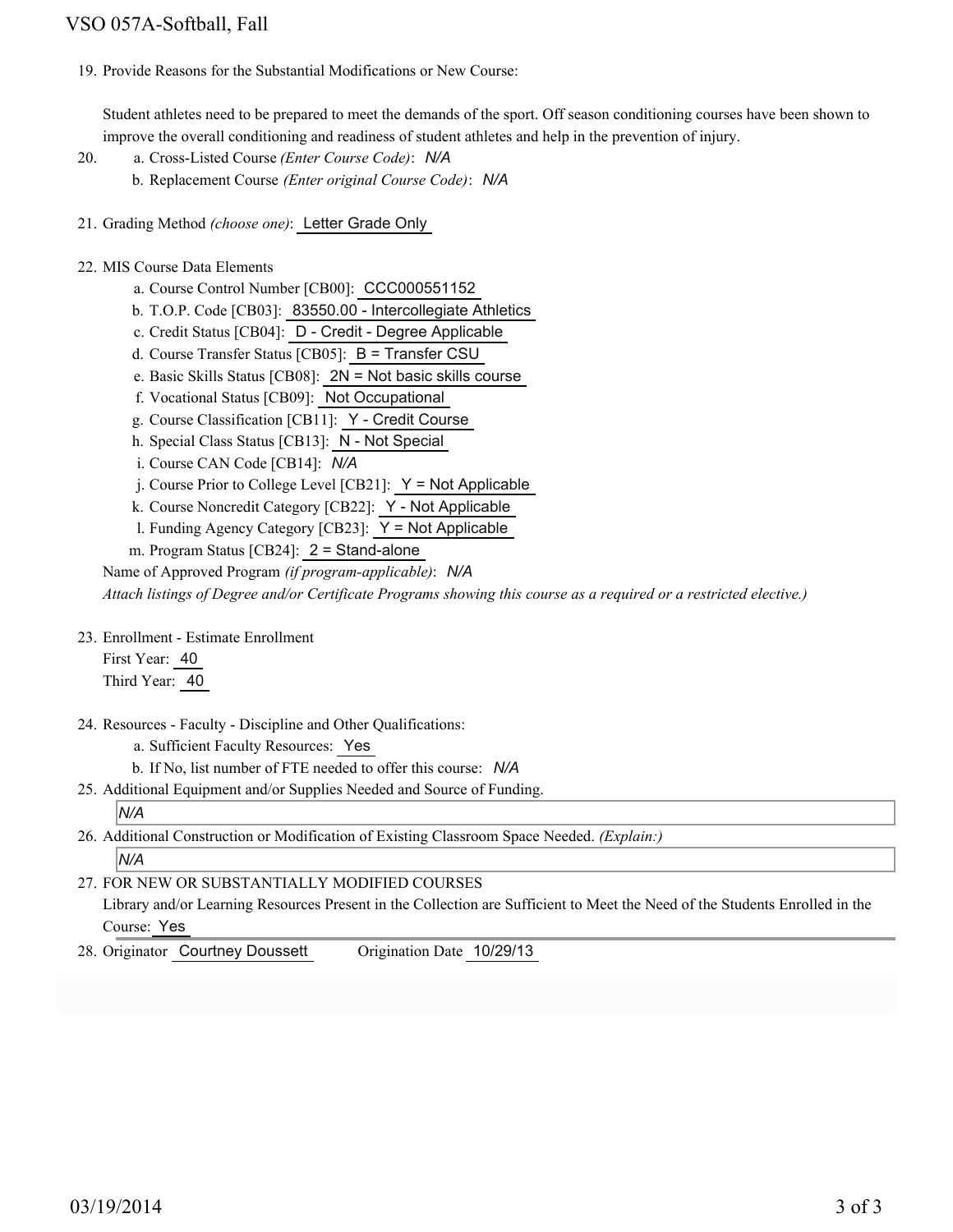19. Provide Reasons for the Substantial Modifications or New Course:

    Student athletes need to be prepared to meet the demands of the sport. Off season conditioning courses have been shown to improve the overall conditioning and readiness of student athletes and help in the prevention of injury.

20. a. Cross-Listed Course *(Enter Course Code)*: *N/A*
    b. Replacement Course *(Enter original Course Code)*: *N/A*

21. Grading Method *(choose one)*: Letter Grade Only

22. MIS Course Data Elements
    a. Course Control Number [CB00]: CCC000551152
    b. T.O.P. Code [CB03]: 83550.00 - Intercollegiate Athletics
    c. Credit Status [CB04]: D - Credit - Degree Applicable
    d. Course Transfer Status [CB05]: B = Transfer CSU
    e. Basic Skills Status [CB08]: 2N = Not basic skills course
    f. Vocational Status [CB09]: Not Occupational
    g. Course Classification [CB11]: Y - Credit Course
    h. Special Class Status [CB13]: N - Not Special
    i. Course CAN Code [CB14]: *N/A*
    j. Course Prior to College Level [CB21]: Y = Not Applicable
    k. Course Noncredit Category [CB22]: Y - Not Applicable
    l. Funding Agency Category [CB23]: Y = Not Applicable
    m. Program Status [CB24]: 2 = Stand-alone

    Name of Approved Program *(if program-applicable)*: *N/A*

    *Attach listings of Degree and/or Certificate Programs showing this course as a required or a restricted elective.)*

23. Enrollment - Estimate Enrollment
    First Year: 40
    Third Year: 40

24. Resources - Faculty - Discipline and Other Qualifications:
    a. Sufficient Faculty Resources: Yes
    b. If No, list number of FTE needed to offer this course: *N/A*

25. Additional Equipment and/or Supplies Needed and Source of Funding.
    *N/A*

26. Additional Construction or Modification of Existing Classroom Space Needed. *(Explain:)*
    *N/A*

27. FOR NEW OR SUBSTANTIALLY MODIFIED COURSES
    Library and/or Learning Resources Present in the Collection are Sufficient to Meet the Need of the Students Enrolled in the Course: Yes

28. Originator Courtney Doussett Origination Date 10/29/13